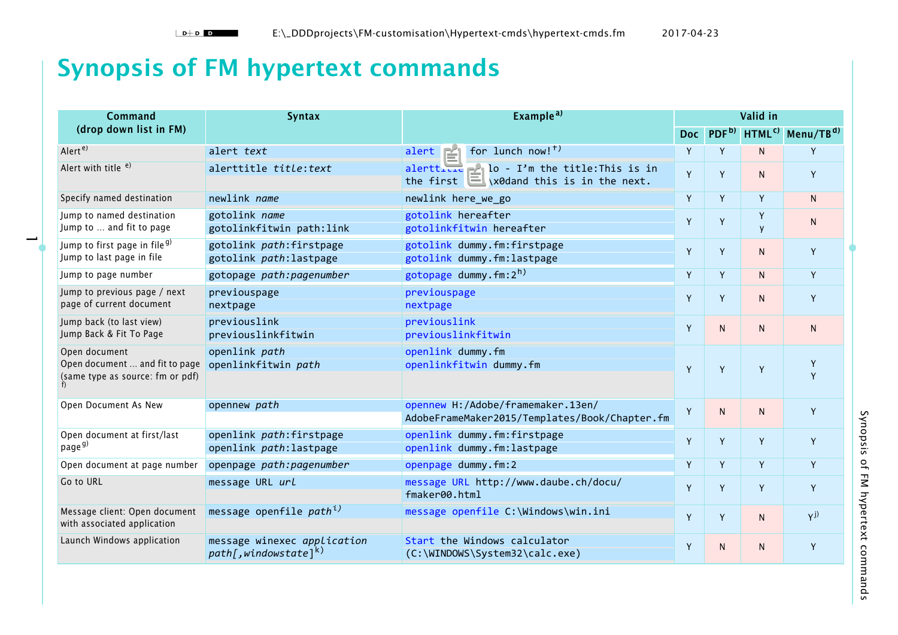# Synopsis of FM hypertext commands

| Command (drop down list in FM) | Syntax | Example[a] | Valid in | | | |
|---|---|---|---|---|---|---|
| | | | Doc | PDF[b] | HTML[c] | Menu/TB[d] |
| Alert[e] | alert *text* | alert for lunch now![f] | Y | Y | N | Y |
| Alert with title [e] | alerttitle *title*:*text* | alerttitle lo - I'm the title:This is in the first \x0dand this is in the next. | Y | Y | N | Y |
| Specify named destination | newlink *name* | newlink here_we_go | Y | Y | Y | N |
| Jump to named destination<br>Jump to ... and fit to page | gotolink *name*<br>gotolinkfitwin path:link | gotolink hereafter<br>gotolinkfitwin hereafter | Y | Y | Y<br>y | N |
| Jump to first page in file[g]<br>Jump to last page in file | gotolink *path*:firstpage<br>gotolink *path*:lastpage | gotolink dummy.fm:firstpage<br>gotolink dummy.fm:lastpage | Y | Y | N | Y |
| Jump to page number | gotopage *path:pagenumber* | gotopage dummy.fm:2[h] | Y | Y | N | Y |
| Jump to previous page / next page of current document | previouspage<br>nextpage | previouspage<br>nextpage | Y | Y | N | Y |
| Jump back (to last view)<br>Jump Back & Fit To Page | previouslink<br>previouslinkfitwin | previouslink<br>previouslinkfitwin | Y | N | N | N |
| Open document<br>Open document ... and fit to page<br>(same type as source: fm or pdf)[f] | openlink *path*<br>openlinkfitwin *path* | openlink dummy.fm<br>openlinkfitwin dummy.fm | Y | Y | Y | Y<br>Y |
| Open Document As New | opennew *path* | opennew H:/Adobe/framemaker.13en/AdobeFrameMaker2015/Templates/Book/Chapter.fm | Y | N | N | Y |
| Open document at first/last page[g] | openlink *path*:firstpage<br>openlink *path*:lastpage | openlink dummy.fm:firstpage<br>openlink dummy.fm:lastpage | Y | Y | Y | Y |
| Open document at page number | openpage *path:pagenumber* | openpage dummy.fm:2 | Y | Y | Y | Y |
| Go to URL | message URL *url* | message URL http://www.daube.ch/docu/fmaker00.html | Y | Y | Y | Y |
| Message client: Open document with associated application | message openfile *path*[i] | message openfile C:\Windows\win.ini | Y | Y | N | Y[j] |
| Launch Windows application | message winexec *application path[,windowstate]*[k] | Start the Windows calculator (C:\WINDOWS\System32\calc.exe) | Y | N | N | Y |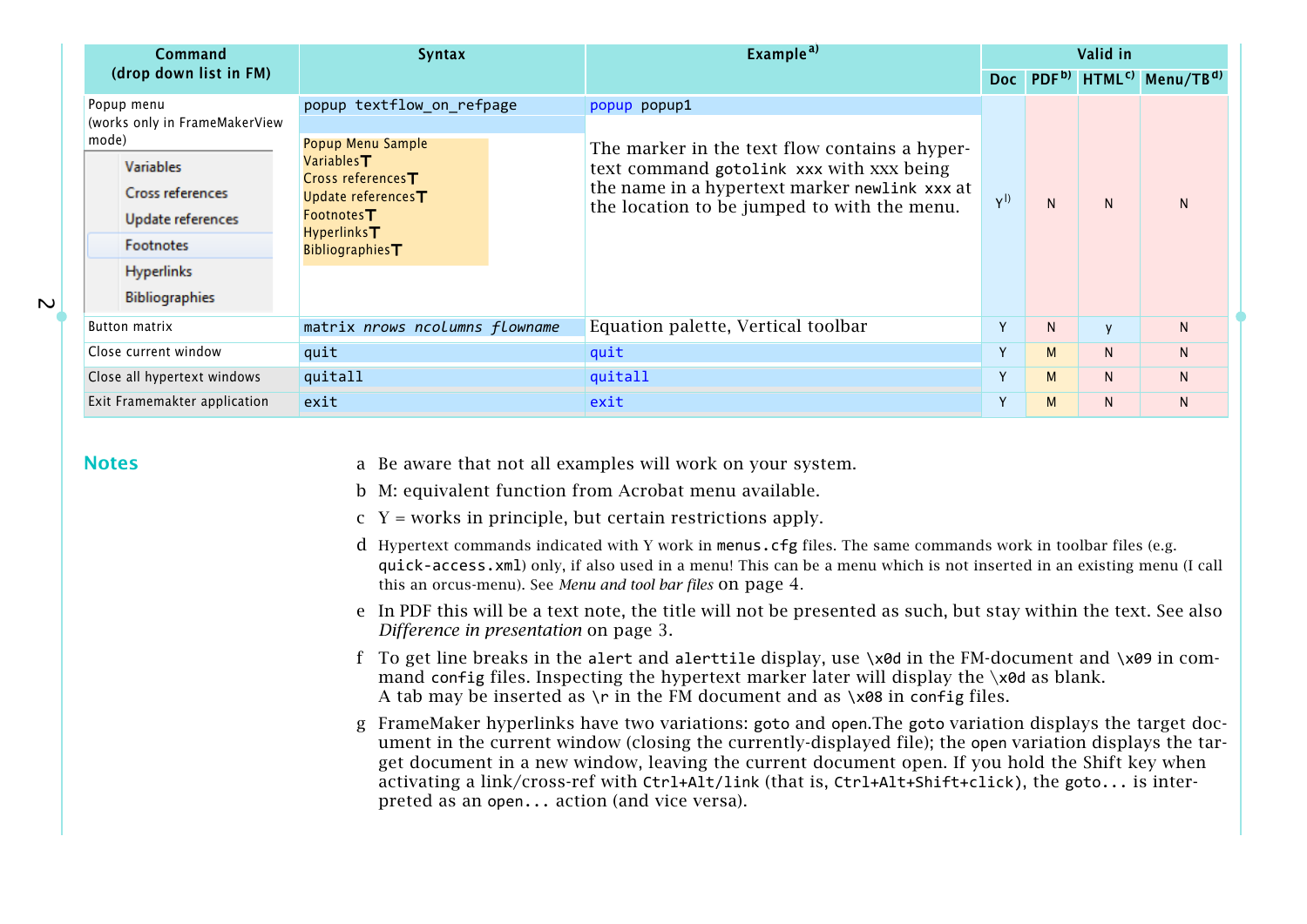| Command (drop down list in FM) | Syntax | Example[a] | Valid in | | | |
|---|---|---|---|---|---|---|
| | | | Doc | PDF[b] | HTML[c] | Menu/TB[d] |
| Popup menu (works only in FrameMakerView mode) Variables Cross references Update references Footnotes Hyperlinks Bibliographies | popup textflow_on_refpage<br><br>Popup Menu Sample<br>Variables<br>Cross references<br>Update references<br>Footnotes<br>Hyperlinks<br>Bibliographies | popup popup1<br><br>The marker in the text flow contains a hypertext command gotolink xxx with xxx being the name in a hypertext marker newlink xxx at the location to be jumped to with the menu. | Y[l] | N | N | N |
| Button matrix | matrix *nrows ncolumns flowname* | Equation palette, Vertical toolbar | Y | N | y | N |
| Close current window | quit | quit | Y | M | N | N |
| Close all hypertext windows | quitall | quitall | Y | M | N | N |
| Exit Framemakter application | exit | exit | Y | M | N | N |

## Notes

a Be aware that not all examples will work on your system.

b M: equivalent function from Acrobat menu available.

c Y = works in principle, but certain restrictions apply.

d Hypertext commands indicated with Y work in `menus.cfg` files. The same commands work in toolbar files (e.g. `quick-access.xml`) only, if also used in a menu! This can be a menu which is not inserted in an existing menu (I call this an orcus-menu). See *Menu and tool bar files* on page 4.

e In PDF this will be a text note, the title will not be presented as such, but stay within the text. See also *Difference in presentation* on page 3.

f To get line breaks in the `alert` and `alerttile` display, use `\x0d` in the FM-document and `\x09` in command `config` files. Inspecting the hypertext marker later will display the `\x0d` as blank. A tab may be inserted as `\r` in the FM document and as `\x08` in `config` files.

g FrameMaker hyperlinks have two variations: `goto` and `open`.The `goto` variation displays the target document in the current window (closing the currently-displayed file); the `open` variation displays the target document in a new window, leaving the current document open. If you hold the Shift key when activating a link/cross-ref with `Ctrl+Alt/link` (that is, `Ctrl+Alt+Shift+click`), the `goto...` is interpreted as an `open...` action (and vice versa).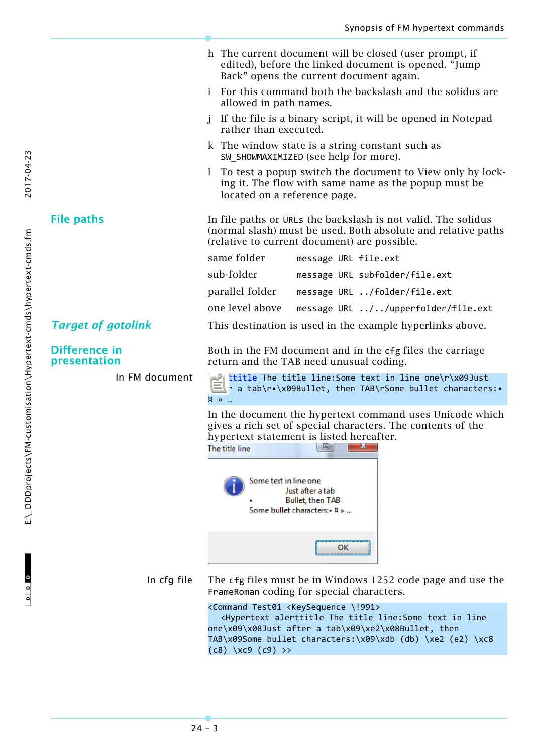h The current document will be closed (user prompt, if edited), before the linked document is opened. "Jump Back" opens the current document again.

i For this command both the backslash and the solidus are allowed in path names.

j If the file is a binary script, it will be opened in Notepad rather than executed.

k The window state is a string constant such as `SW_SHOWMAXIMIZED` (see help for more).

l To test a popup switch the document to View only by locking it. The flow with same name as the popup must be located on a reference page.

## File paths

In file paths or URLs the backslash is not valid. The solidus (normal slash) must be used. Both absolute and relative paths (relative to current document) are possible.

| | |
|---|---|
| same folder | `message URL file.ext` |
| sub-folder | `message URL subfolder/file.ext` |
| parallel folder | `message URL ../folder/file.ext` |
| one level above | `message URL ../../upperfolder/file.ext` |

## *Target of gotolink*

This destination is used in the example hyperlinks above.

## Difference in presentation

Both in the FM document and in the cfg files the carriage return and the TAB need unusual coding.

In FM document

```
ttitle The title line:Some text in line one\r\x09Just
a tab\r•\x09Bullet, then TAB\rSome bullet characters:•
¤ » …
```

In the document the hypertext command uses Unicode which gives a rich set of special characters. The contents of the hypertext statement is listed hereafter.

The title line

Some text in line one
Just after a tab
• Bullet, then TAB
Some bullet characters:• ¤ » …

OK

In cfg file

The cfg files must be in Windows 1252 code page and use the `FrameRoman` coding for special characters.

```
<Command Test01 <KeySequence \!991>
  <Hypertext alerttitle The title line:Some text in line
one\x09\x08Just after a tab\x09\xe2\x08Bullet, then
TAB\x09Some bullet characters:\x09\xdb (db) \xe2 (e2) \xc8
(c8) \xc9 (c9) >>
```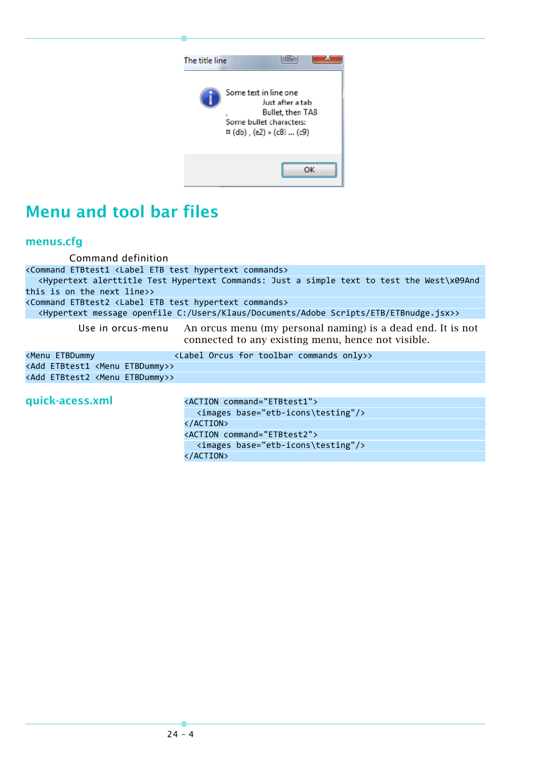# Menu and tool bar files

## menus.cfg

Command definition

```
<Command ETBtest1 <Label ETB test hypertext commands>
  <Hypertext alerttitle Test Hypertext Commands: Just a simple text to test the West\x09And
this is on the next line>>
<Command ETBtest2 <Label ETB test hypertext commands>
  <Hypertext message openfile C:/Users/Klaus/Documents/Adobe Scripts/ETB/ETBnudge.jsx>>
```

Use in orcus-menu

An orcus menu (my personal naming) is a dead end. It is not connected to any existing menu, hence not visible.

```
<Menu ETBDummy                  <Label Orcus for toolbar commands only>>
<Add ETBtest1 <Menu ETBDummy>>
<Add ETBtest2 <Menu ETBDummy>>
```

## quick-acess.xml

```
<ACTION command="ETBtest1">
  <images base="etb-icons\testing"/>
</ACTION>
<ACTION command="ETBtest2">
  <images base="etb-icons\testing"/>
</ACTION>
```